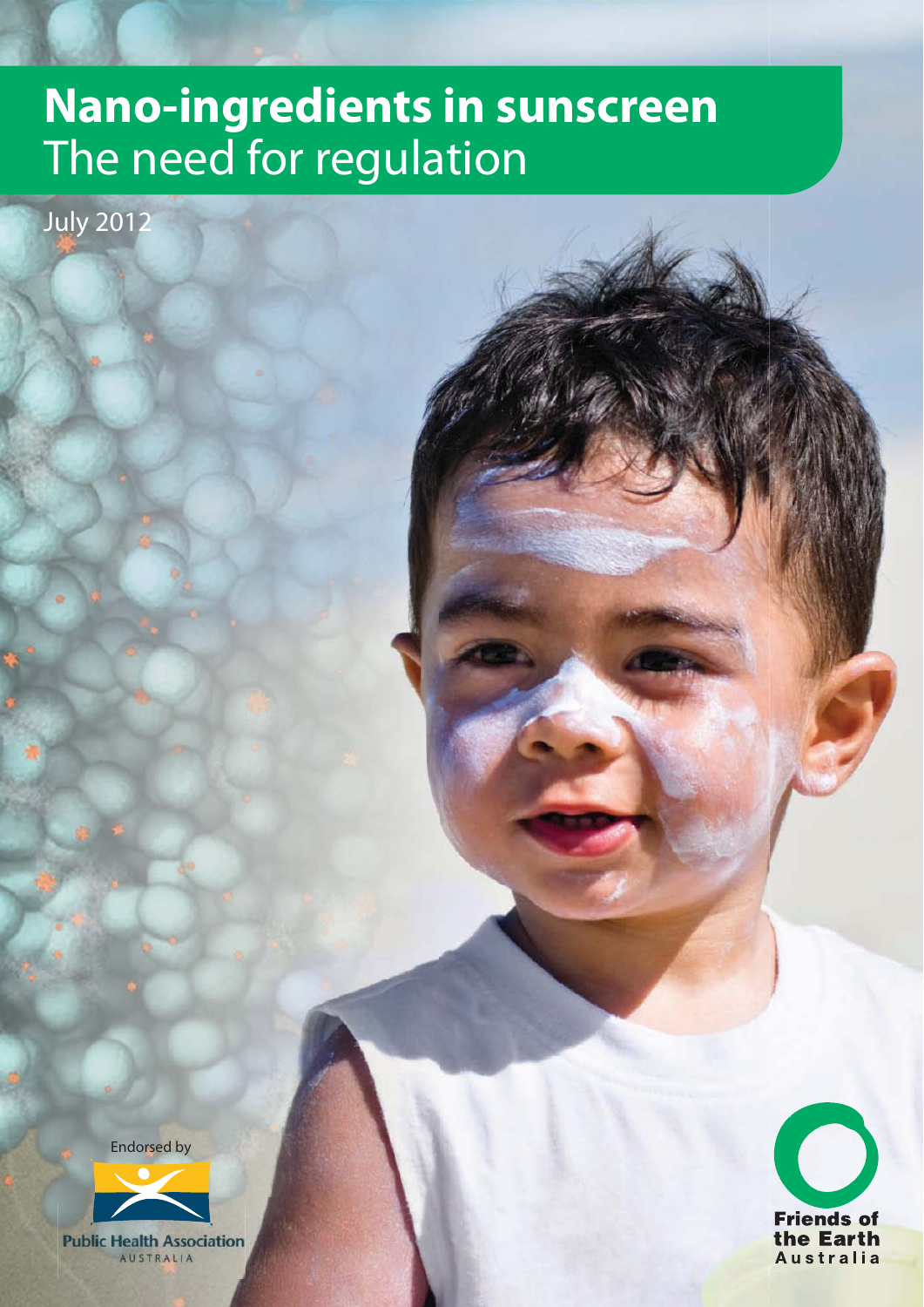# Nano-ingredients in sunscreen
The need for regulation

July 2012

Endorsed by

Public Health Association
AUSTRALIA

Friends of the Earth
Australia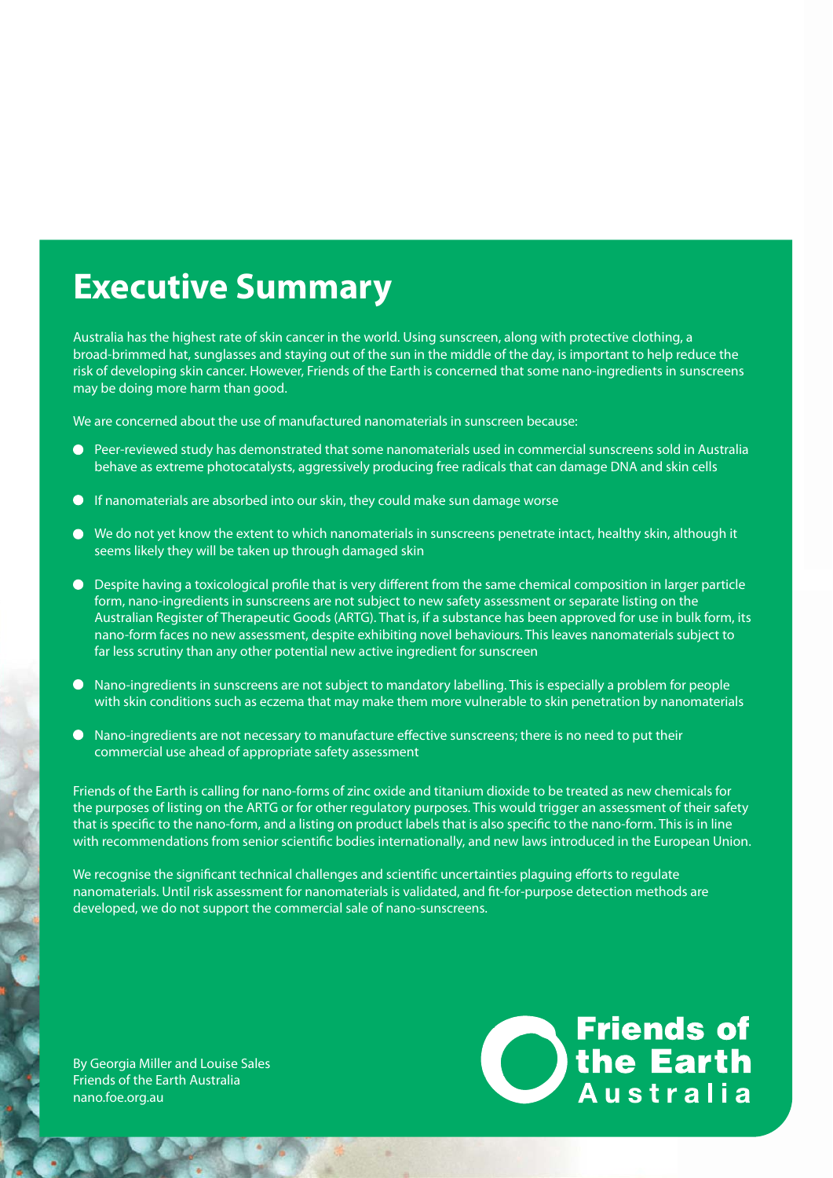# Executive Summary

Australia has the highest rate of skin cancer in the world. Using sunscreen, along with protective clothing, a broad-brimmed hat, sunglasses and staying out of the sun in the middle of the day, is important to help reduce the risk of developing skin cancer. However, Friends of the Earth is concerned that some nano-ingredients in sunscreens may be doing more harm than good.

We are concerned about the use of manufactured nanomaterials in sunscreen because:

- Peer-reviewed study has demonstrated that some nanomaterials used in commercial sunscreens sold in Australia behave as extreme photocatalysts, aggressively producing free radicals that can damage DNA and skin cells
- If nanomaterials are absorbed into our skin, they could make sun damage worse
- We do not yet know the extent to which nanomaterials in sunscreens penetrate intact, healthy skin, although it seems likely they will be taken up through damaged skin
- Despite having a toxicological profile that is very different from the same chemical composition in larger particle form, nano-ingredients in sunscreens are not subject to new safety assessment or separate listing on the Australian Register of Therapeutic Goods (ARTG). That is, if a substance has been approved for use in bulk form, its nano-form faces no new assessment, despite exhibiting novel behaviours. This leaves nanomaterials subject to far less scrutiny than any other potential new active ingredient for sunscreen
- Nano-ingredients in sunscreens are not subject to mandatory labelling. This is especially a problem for people with skin conditions such as eczema that may make them more vulnerable to skin penetration by nanomaterials
- Nano-ingredients are not necessary to manufacture effective sunscreens; there is no need to put their commercial use ahead of appropriate safety assessment

Friends of the Earth is calling for nano-forms of zinc oxide and titanium dioxide to be treated as new chemicals for the purposes of listing on the ARTG or for other regulatory purposes. This would trigger an assessment of their safety that is specific to the nano-form, and a listing on product labels that is also specific to the nano-form. This is in line with recommendations from senior scientific bodies internationally, and new laws introduced in the European Union.

We recognise the significant technical challenges and scientific uncertainties plaguing efforts to regulate nanomaterials. Until risk assessment for nanomaterials is validated, and fit-for-purpose detection methods are developed, we do not support the commercial sale of nano-sunscreens.

By Georgia Miller and Louise Sales
Friends of the Earth Australia
nano.foe.org.au

Friends of the Earth Australia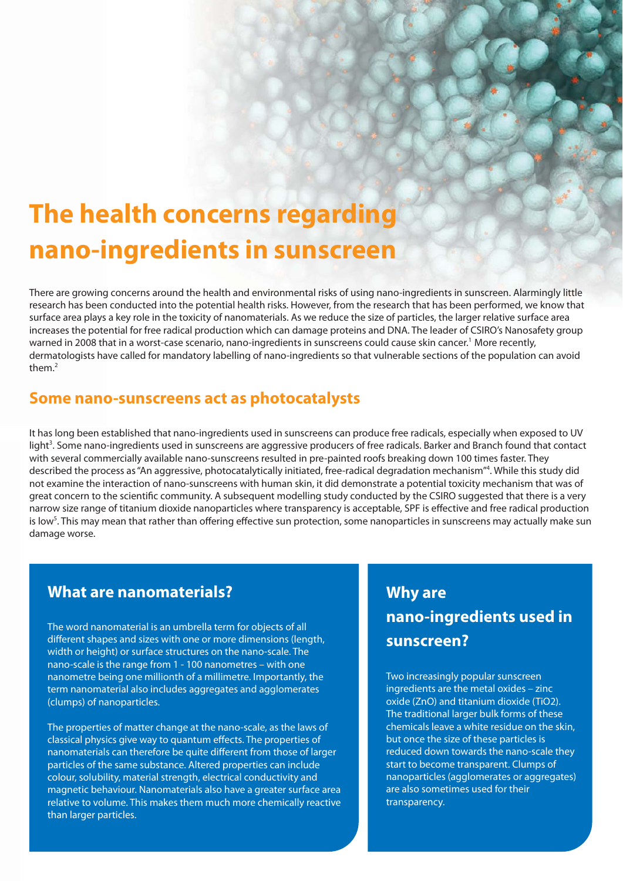# The health concerns regarding nano-ingredients in sunscreen

There are growing concerns around the health and environmental risks of using nano-ingredients in sunscreen. Alarmingly little research has been conducted into the potential health risks. However, from the research that has been performed, we know that surface area plays a key role in the toxicity of nanomaterials. As we reduce the size of particles, the larger relative surface area increases the potential for free radical production which can damage proteins and DNA. The leader of CSIRO's Nanosafety group warned in 2008 that in a worst-case scenario, nano-ingredients in sunscreens could cause skin cancer.[1] More recently, dermatologists have called for mandatory labelling of nano-ingredients so that vulnerable sections of the population can avoid them.[2]

## Some nano-sunscreens act as photocatalysts

It has long been established that nano-ingredients used in sunscreens can produce free radicals, especially when exposed to UV light[3]. Some nano-ingredients used in sunscreens are aggressive producers of free radicals. Barker and Branch found that contact with several commercially available nano-sunscreens resulted in pre-painted roofs breaking down 100 times faster. They described the process as "An aggressive, photocatalytically initiated, free-radical degradation mechanism"[4]. While this study did not examine the interaction of nano-sunscreens with human skin, it did demonstrate a potential toxicity mechanism that was of great concern to the scientific community. A subsequent modelling study conducted by the CSIRO suggested that there is a very narrow size range of titanium dioxide nanoparticles where transparency is acceptable, SPF is effective and free radical production is low[5]. This may mean that rather than offering effective sun protection, some nanoparticles in sunscreens may actually make sun damage worse.

### What are nanomaterials?

The word nanomaterial is an umbrella term for objects of all different shapes and sizes with one or more dimensions (length, width or height) or surface structures on the nano-scale. The nano-scale is the range from 1 - 100 nanometres – with one nanometre being one millionth of a millimetre. Importantly, the term nanomaterial also includes aggregates and agglomerates (clumps) of nanoparticles.

The properties of matter change at the nano-scale, as the laws of classical physics give way to quantum effects. The properties of nanomaterials can therefore be quite different from those of larger particles of the same substance. Altered properties can include colour, solubility, material strength, electrical conductivity and magnetic behaviour. Nanomaterials also have a greater surface area relative to volume. This makes them much more chemically reactive than larger particles.

### Why are nano-ingredients used in sunscreen?

Two increasingly popular sunscreen ingredients are the metal oxides – zinc oxide ($ZnO$) and titanium dioxide ($TiO_2$). The traditional larger bulk forms of these chemicals leave a white residue on the skin, but once the size of these particles is reduced down towards the nano-scale they start to become transparent. Clumps of nanoparticles (agglomerates or aggregates) are also sometimes used for their transparency.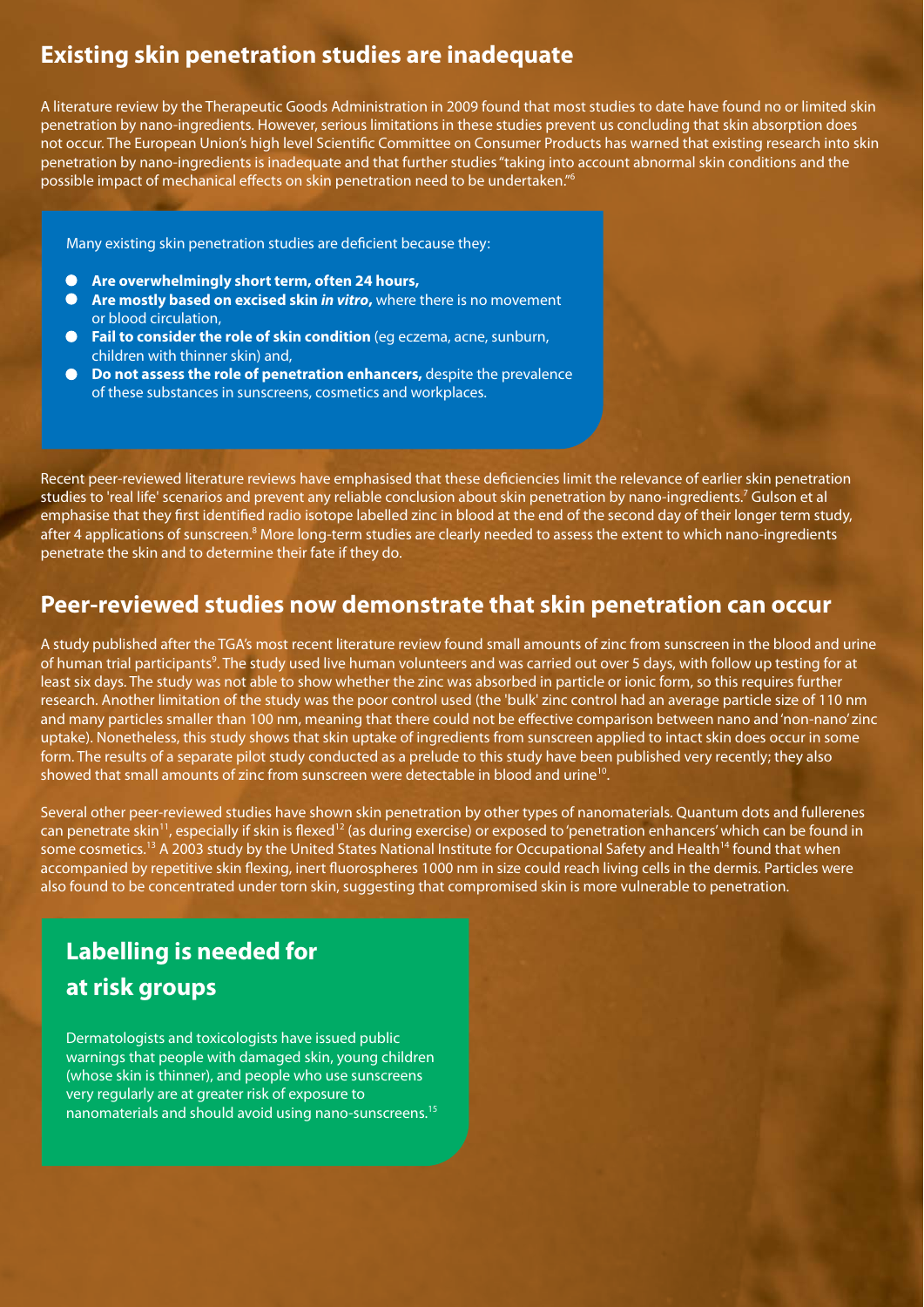## Existing skin penetration studies are inadequate

A literature review by the Therapeutic Goods Administration in 2009 found that most studies to date have found no or limited skin penetration by nano-ingredients. However, serious limitations in these studies prevent us concluding that skin absorption does not occur. The European Union's high level Scientific Committee on Consumer Products has warned that existing research into skin penetration by nano-ingredients is inadequate and that further studies "taking into account abnormal skin conditions and the possible impact of mechanical effects on skin penetration need to be undertaken."[6]

Many existing skin penetration studies are deficient because they:

- **Are overwhelmingly short term, often 24 hours,**
- **Are mostly based on excised skin *in vitro*,** where there is no movement or blood circulation,
- **Fail to consider the role of skin condition** (eg eczema, acne, sunburn, children with thinner skin) and,
- **Do not assess the role of penetration enhancers,** despite the prevalence of these substances in sunscreens, cosmetics and workplaces.

Recent peer-reviewed literature reviews have emphasised that these deficiencies limit the relevance of earlier skin penetration studies to 'real life' scenarios and prevent any reliable conclusion about skin penetration by nano-ingredients.[7] Gulson et al emphasise that they first identified radio isotope labelled zinc in blood at the end of the second day of their longer term study, after 4 applications of sunscreen.[8] More long-term studies are clearly needed to assess the extent to which nano-ingredients penetrate the skin and to determine their fate if they do.

## Peer-reviewed studies now demonstrate that skin penetration can occur

A study published after the TGA's most recent literature review found small amounts of zinc from sunscreen in the blood and urine of human trial participants[9]. The study used live human volunteers and was carried out over 5 days, with follow up testing for at least six days. The study was not able to show whether the zinc was absorbed in particle or ionic form, so this requires further research. Another limitation of the study was the poor control used (the 'bulk' zinc control had an average particle size of 110 nm and many particles smaller than 100 nm, meaning that there could not be effective comparison between nano and 'non-nano' zinc uptake). Nonetheless, this study shows that skin uptake of ingredients from sunscreen applied to intact skin does occur in some form. The results of a separate pilot study conducted as a prelude to this study have been published very recently; they also showed that small amounts of zinc from sunscreen were detectable in blood and urine[10].

Several other peer-reviewed studies have shown skin penetration by other types of nanomaterials. Quantum dots and fullerenes can penetrate skin[11], especially if skin is flexed[12] (as during exercise) or exposed to 'penetration enhancers' which can be found in some cosmetics.[13] A 2003 study by the United States National Institute for Occupational Safety and Health[14] found that when accompanied by repetitive skin flexing, inert fluorospheres 1000 nm in size could reach living cells in the dermis. Particles were also found to be concentrated under torn skin, suggesting that compromised skin is more vulnerable to penetration.

## Labelling is needed for at risk groups

Dermatologists and toxicologists have issued public warnings that people with damaged skin, young children (whose skin is thinner), and people who use sunscreens very regularly are at greater risk of exposure to nanomaterials and should avoid using nano-sunscreens.[15]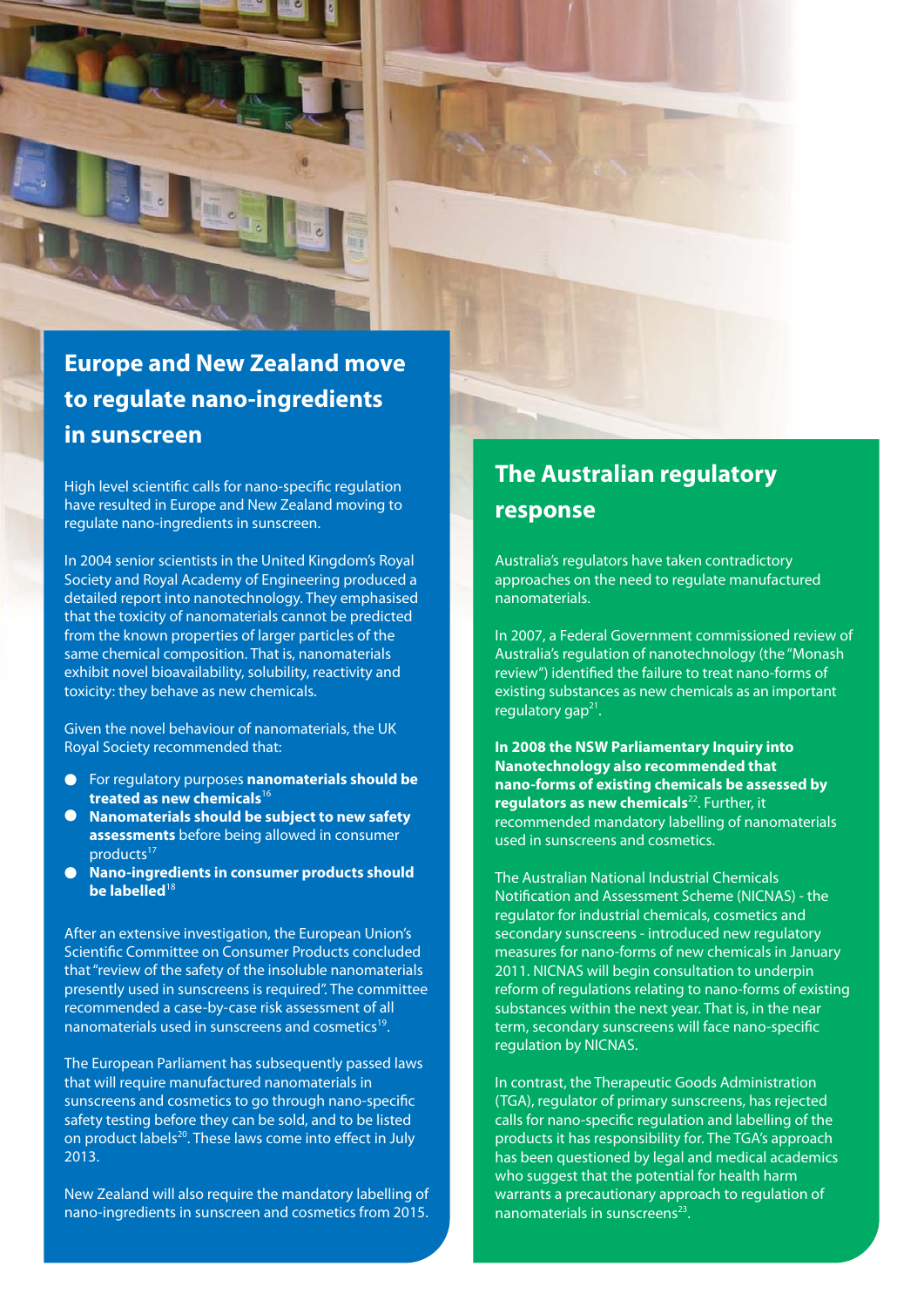## Europe and New Zealand move to regulate nano-ingredients in sunscreen

High level scientific calls for nano-specific regulation have resulted in Europe and New Zealand moving to regulate nano-ingredients in sunscreen.

In 2004 senior scientists in the United Kingdom's Royal Society and Royal Academy of Engineering produced a detailed report into nanotechnology. They emphasised that the toxicity of nanomaterials cannot be predicted from the known properties of larger particles of the same chemical composition. That is, nanomaterials exhibit novel bioavailability, solubility, reactivity and toxicity: they behave as new chemicals.

Given the novel behaviour of nanomaterials, the UK Royal Society recommended that:

- For regulatory purposes **nanomaterials should be treated as new chemicals**[16]
- **Nanomaterials should be subject to new safety assessments** before being allowed in consumer products[17]
- **Nano-ingredients in consumer products should be labelled**[18]

After an extensive investigation, the European Union's Scientific Committee on Consumer Products concluded that "review of the safety of the insoluble nanomaterials presently used in sunscreens is required". The committee recommended a case-by-case risk assessment of all nanomaterials used in sunscreens and cosmetics[19].

The European Parliament has subsequently passed laws that will require manufactured nanomaterials in sunscreens and cosmetics to go through nano-specific safety testing before they can be sold, and to be listed on product labels[20]. These laws come into effect in July 2013.

New Zealand will also require the mandatory labelling of nano-ingredients in sunscreen and cosmetics from 2015.

## The Australian regulatory response

Australia's regulators have taken contradictory approaches on the need to regulate manufactured nanomaterials.

In 2007, a Federal Government commissioned review of Australia's regulation of nanotechnology (the "Monash review") identified the failure to treat nano-forms of existing substances as new chemicals as an important regulatory gap[21].

**In 2008 the NSW Parliamentary Inquiry into Nanotechnology also recommended that nano-forms of existing chemicals be assessed by regulators as new chemicals**[22]. Further, it recommended mandatory labelling of nanomaterials used in sunscreens and cosmetics.

The Australian National Industrial Chemicals Notification and Assessment Scheme (NICNAS) - the regulator for industrial chemicals, cosmetics and secondary sunscreens - introduced new regulatory measures for nano-forms of new chemicals in January 2011. NICNAS will begin consultation to underpin reform of regulations relating to nano-forms of existing substances within the next year. That is, in the near term, secondary sunscreens will face nano-specific regulation by NICNAS.

In contrast, the Therapeutic Goods Administration (TGA), regulator of primary sunscreens, has rejected calls for nano-specific regulation and labelling of the products it has responsibility for. The TGA's approach has been questioned by legal and medical academics who suggest that the potential for health harm warrants a precautionary approach to regulation of nanomaterials in sunscreens[23].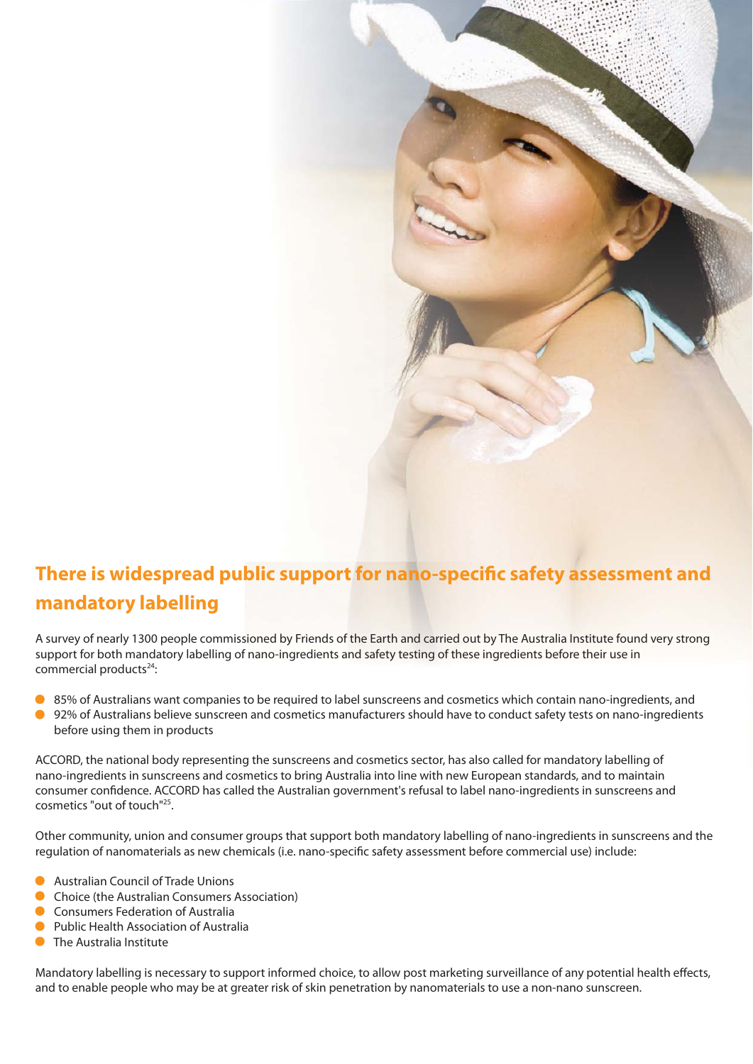## There is widespread public support for nano-specific safety assessment and mandatory labelling

A survey of nearly 1300 people commissioned by Friends of the Earth and carried out by The Australia Institute found very strong support for both mandatory labelling of nano-ingredients and safety testing of these ingredients before their use in commercial products[24]:

- 85% of Australians want companies to be required to label sunscreens and cosmetics which contain nano-ingredients, and
- 92% of Australians believe sunscreen and cosmetics manufacturers should have to conduct safety tests on nano-ingredients before using them in products

ACCORD, the national body representing the sunscreens and cosmetics sector, has also called for mandatory labelling of nano-ingredients in sunscreens and cosmetics to bring Australia into line with new European standards, and to maintain consumer confidence. ACCORD has called the Australian government's refusal to label nano-ingredients in sunscreens and cosmetics "out of touch"[25].

Other community, union and consumer groups that support both mandatory labelling of nano-ingredients in sunscreens and the regulation of nanomaterials as new chemicals (i.e. nano-specific safety assessment before commercial use) include:

- Australian Council of Trade Unions
- Choice (the Australian Consumers Association)
- Consumers Federation of Australia
- Public Health Association of Australia
- The Australia Institute

Mandatory labelling is necessary to support informed choice, to allow post marketing surveillance of any potential health effects, and to enable people who may be at greater risk of skin penetration by nanomaterials to use a non-nano sunscreen.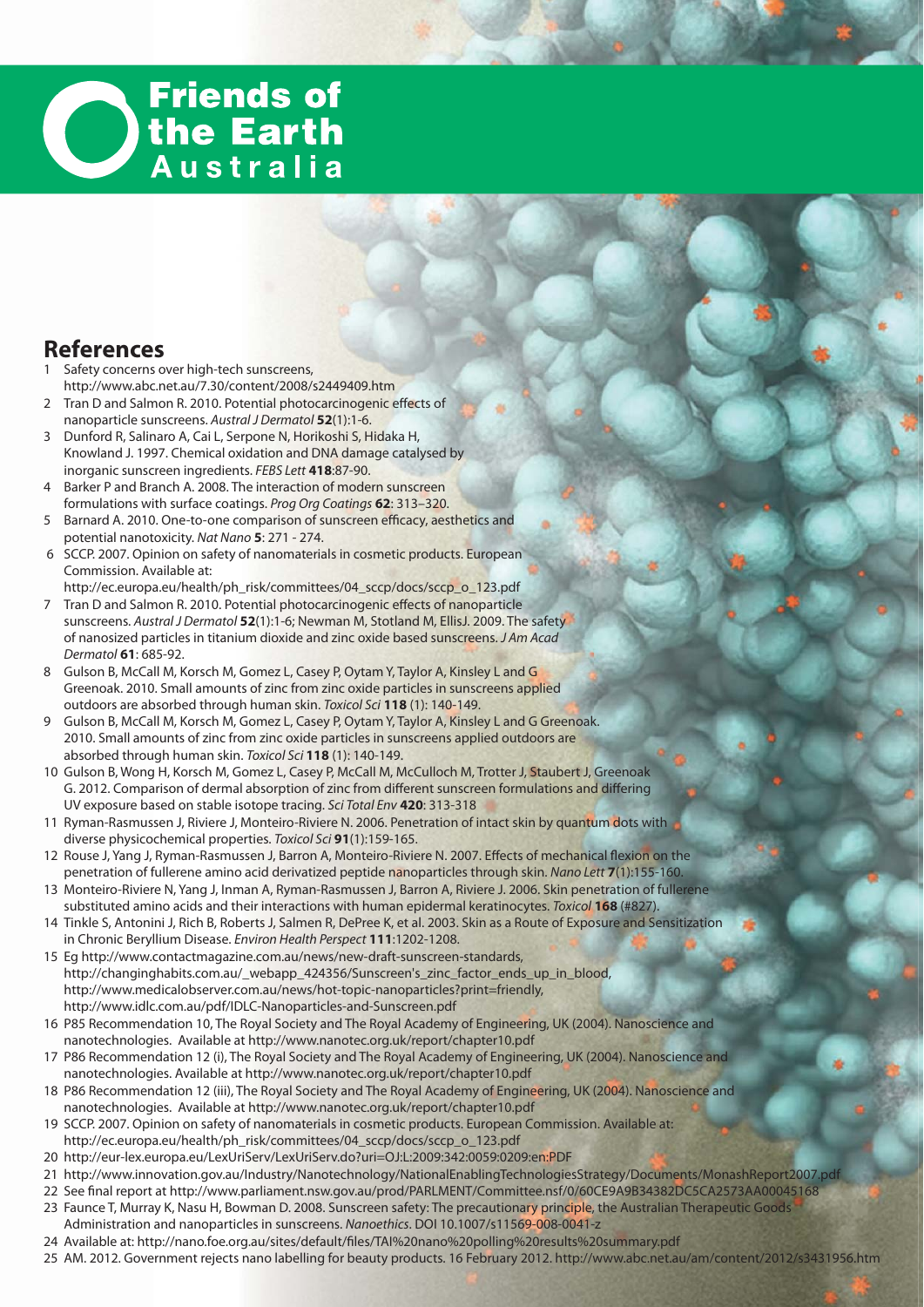# Friends of the Earth Australia

## References

1. Safety concerns over high-tech sunscreens, http://www.abc.net.au/7.30/content/2008/s2449409.htm
2. Tran D and Salmon R. 2010. Potential photocarcinogenic effects of nanoparticle sunscreens. *Austral J Dermatol* **52**(1):1-6.
3. Dunford R, Salinaro A, Cai L, Serpone N, Horikoshi S, Hidaka H, Knowland J. 1997. Chemical oxidation and DNA damage catalysed by inorganic sunscreen ingredients. *FEBS Lett* **418**:87-90.
4. Barker P and Branch A. 2008. The interaction of modern sunscreen formulations with surface coatings. *Prog Org Coatings* **62**: 313–320.
5. Barnard A. 2010. One-to-one comparison of sunscreen efficacy, aesthetics and potential nanotoxicity. *Nat Nano* **5**: 271 - 274.
6. SCCP. 2007. Opinion on safety of nanomaterials in cosmetic products. European Commission. Available at: http://ec.europa.eu/health/ph_risk/committees/04_sccp/docs/sccp_o_123.pdf
7. Tran D and Salmon R. 2010. Potential photocarcinogenic effects of nanoparticle sunscreens. *Austral J Dermatol* **52**(1):1-6; Newman M, Stotland M, EllisJ. 2009. The safety of nanosized particles in titanium dioxide and zinc oxide based sunscreens. *J Am Acad Dermatol* **61**: 685-92.
8. Gulson B, McCall M, Korsch M, Gomez L, Casey P, Oytam Y, Taylor A, Kinsley L and G Greenoak. 2010. Small amounts of zinc from zinc oxide particles in sunscreens applied outdoors are absorbed through human skin. *Toxicol Sci* **118** (1): 140-149.
9. Gulson B, McCall M, Korsch M, Gomez L, Casey P, Oytam Y, Taylor A, Kinsley L and G Greenoak. 2010. Small amounts of zinc from zinc oxide particles in sunscreens applied outdoors are absorbed through human skin. *Toxicol Sci* **118** (1): 140-149.
10. Gulson B, Wong H, Korsch M, Gomez L, Casey P, McCall M, McCulloch M, Trotter J, Staubert J, Greenoak G. 2012. Comparison of dermal absorption of zinc from different sunscreen formulations and differing UV exposure based on stable isotope tracing. *Sci Total Env* **420**: 313-318
11. Ryman-Rasmussen J, Riviere J, Monteiro-Riviere N. 2006. Penetration of intact skin by quantum dots with diverse physicochemical properties. *Toxicol Sci* **91**(1):159-165.
12. Rouse J, Yang J, Ryman-Rasmussen J, Barron A, Monteiro-Riviere N. 2007. Effects of mechanical flexion on the penetration of fullerene amino acid derivatized peptide nanoparticles through skin. *Nano Lett* **7**(1):155-160.
13. Monteiro-Riviere N, Yang J, Inman A, Ryman-Rasmussen J, Barron A, Riviere J. 2006. Skin penetration of fullerene substituted amino acids and their interactions with human epidermal keratinocytes. *Toxicol* **168** (#827).
14. Tinkle S, Antonini J, Rich B, Roberts J, Salmen R, DePree K, et al. 2003. Skin as a Route of Exposure and Sensitization in Chronic Beryllium Disease. *Environ Health Perspect* **111**:1202-1208.
15. Eg http://www.contactmagazine.com.au/news/new-draft-sunscreen-standards, http://changinghabits.com.au/_webapp_424356/Sunscreen's_zinc_factor_ends_up_in_blood, http://www.medicalobserver.com.au/news/hot-topic-nanoparticles?print=friendly, http://www.idlc.com.au/pdf/IDLC-Nanoparticles-and-Sunscreen.pdf
16. P85 Recommendation 10, The Royal Society and The Royal Academy of Engineering, UK (2004). Nanoscience and nanotechnologies. Available at http://www.nanotec.org.uk/report/chapter10.pdf
17. P86 Recommendation 12 (i), The Royal Society and The Royal Academy of Engineering, UK (2004). Nanoscience and nanotechnologies. Available at http://www.nanotec.org.uk/report/chapter10.pdf
18. P86 Recommendation 12 (iii), The Royal Society and The Royal Academy of Engineering, UK (2004). Nanoscience and nanotechnologies. Available at http://www.nanotec.org.uk/report/chapter10.pdf
19. SCCP. 2007. Opinion on safety of nanomaterials in cosmetic products. European Commission. Available at: http://ec.europa.eu/health/ph_risk/committees/04_sccp/docs/sccp_o_123.pdf
20. http://eur-lex.europa.eu/LexUriServ/LexUriServ.do?uri=OJ:L:2009:342:0059:0209:en:PDF
21. http://www.innovation.gov.au/Industry/Nanotechnology/NationalEnablingTechnologiesStrategy/Documents/MonashReport2007.pdf
22. See final report at http://www.parliament.nsw.gov.au/prod/PARLMENT/Committee.nsf/0/60CE9A9B34382DC5CA2573AA00045168
23. Faunce T, Murray K, Nasu H, Bowman D. 2008. Sunscreen safety: The precautionary principle, the Australian Therapeutic Goods Administration and nanoparticles in sunscreens. *Nanoethics*. DOI 10.1007/s11569-008-0041-z
24. Available at: http://nano.foe.org.au/sites/default/files/TAI%20nano%20polling%20results%20summary.pdf
25. AM. 2012. Government rejects nano labelling for beauty products. 16 February 2012. http://www.abc.net.au/am/content/2012/s3431956.htm